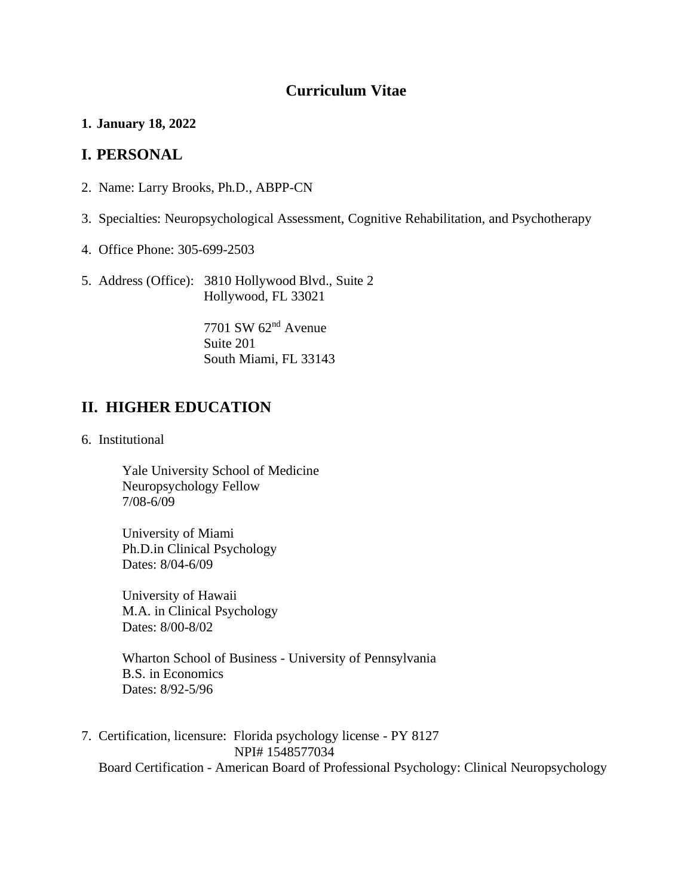# Curriculum Vitae

**1. January 18, 2022**

## I. PERSONAL

2. Name: Larry Brooks, Ph.D., ABPP-CN

3. Specialties: Neuropsychological Assessment, Cognitive Rehabilitation, and Psychotherapy

4. Office Phone: 305-699-2503

5. Address (Office): 3810 Hollywood Blvd., Suite 2
   Hollywood, FL 33021

   7701 SW 62nd Avenue
   Suite 201
   South Miami, FL 33143

## II. HIGHER EDUCATION

6. Institutional

   Yale University School of Medicine
   Neuropsychology Fellow
   7/08-6/09

   University of Miami
   Ph.D.in Clinical Psychology
   Dates: 8/04-6/09

   University of Hawaii
   M.A. in Clinical Psychology
   Dates: 8/00-8/02

   Wharton School of Business - University of Pennsylvania
   B.S. in Economics
   Dates: 8/92-5/96

7. Certification, licensure: Florida psychology license - PY 8127
   NPI# 1548577034
   Board Certification - American Board of Professional Psychology: Clinical Neuropsychology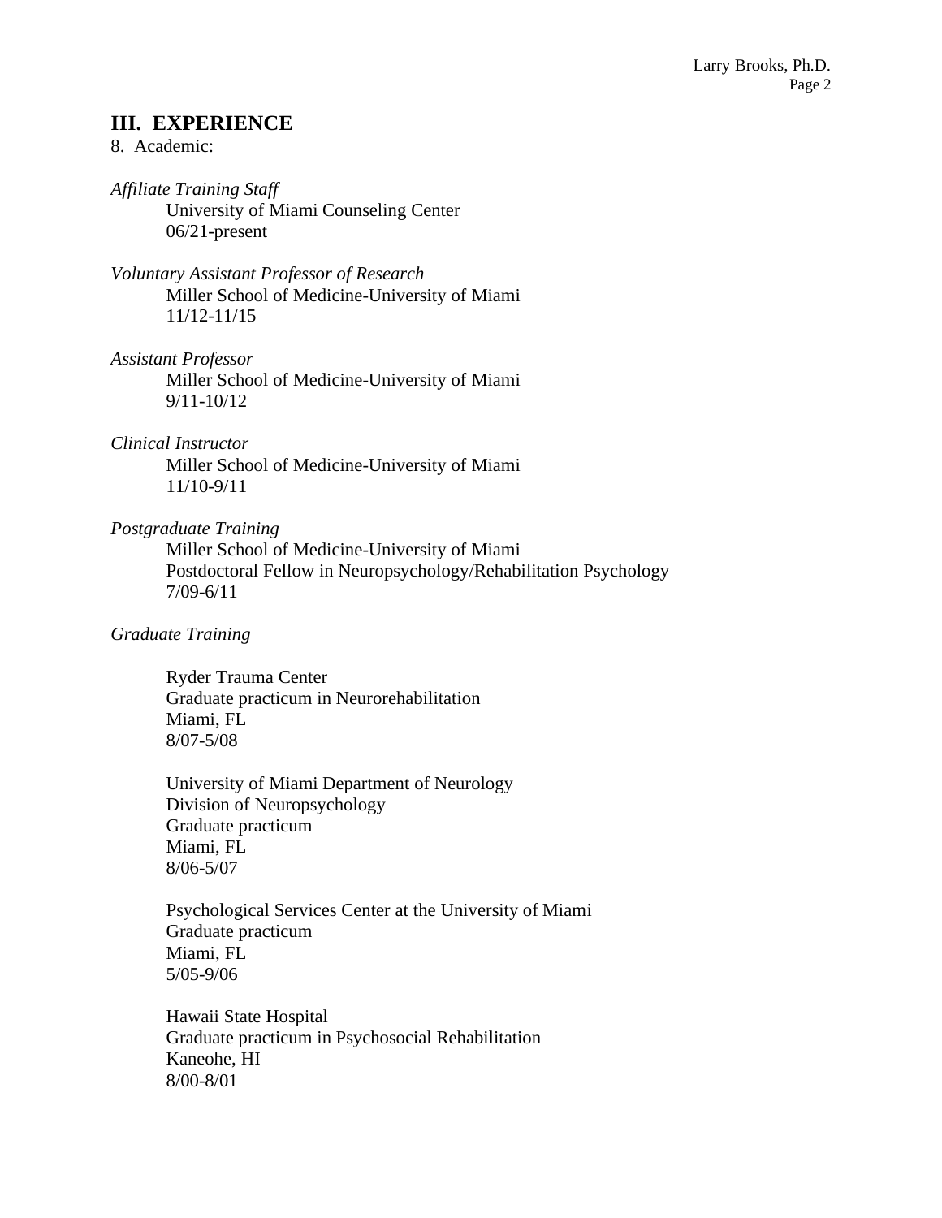## III. EXPERIENCE

8. Academic:

*Affiliate Training Staff*
University of Miami Counseling Center
06/21-present

*Voluntary Assistant Professor of Research*
Miller School of Medicine-University of Miami
11/12-11/15

*Assistant Professor*
Miller School of Medicine-University of Miami
9/11-10/12

*Clinical Instructor*
Miller School of Medicine-University of Miami
11/10-9/11

*Postgraduate Training*
Miller School of Medicine-University of Miami
Postdoctoral Fellow in Neuropsychology/Rehabilitation Psychology
7/09-6/11

*Graduate Training*

Ryder Trauma Center
Graduate practicum in Neurorehabilitation
Miami, FL
8/07-5/08

University of Miami Department of Neurology
Division of Neuropsychology
Graduate practicum
Miami, FL
8/06-5/07

Psychological Services Center at the University of Miami
Graduate practicum
Miami, FL
5/05-9/06

Hawaii State Hospital
Graduate practicum in Psychosocial Rehabilitation
Kaneohe, HI
8/00-8/01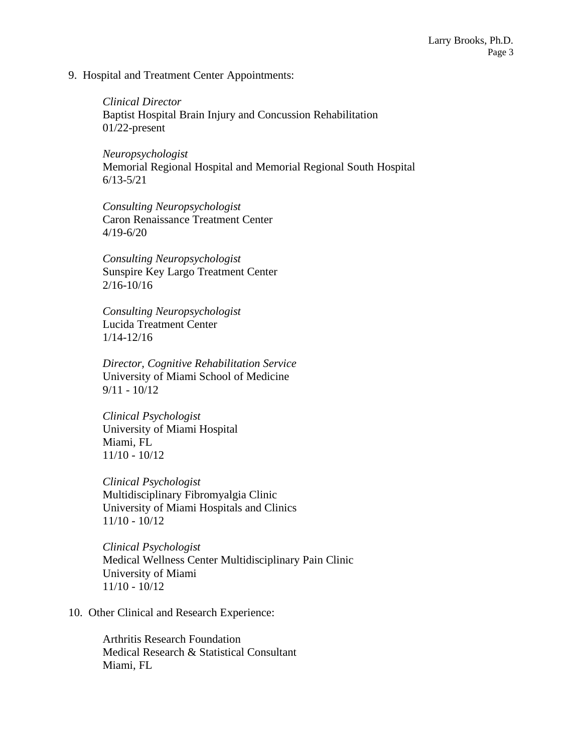9. Hospital and Treatment Center Appointments:

    *Clinical Director*
    Baptist Hospital Brain Injury and Concussion Rehabilitation
    01/22-present

    *Neuropsychologist*
    Memorial Regional Hospital and Memorial Regional South Hospital
    6/13-5/21

    *Consulting Neuropsychologist*
    Caron Renaissance Treatment Center
    4/19-6/20

    *Consulting Neuropsychologist*
    Sunspire Key Largo Treatment Center
    2/16-10/16

    *Consulting Neuropsychologist*
    Lucida Treatment Center
    1/14-12/16

    *Director, Cognitive Rehabilitation Service*
    University of Miami School of Medicine
    9/11 - 10/12

    *Clinical Psychologist*
    University of Miami Hospital
    Miami, FL
    11/10 - 10/12

    *Clinical Psychologist*
    Multidisciplinary Fibromyalgia Clinic
    University of Miami Hospitals and Clinics
    11/10 - 10/12

    *Clinical Psychologist*
    Medical Wellness Center Multidisciplinary Pain Clinic
    University of Miami
    11/10 - 10/12

10. Other Clinical and Research Experience:

    Arthritis Research Foundation
    Medical Research & Statistical Consultant
    Miami, FL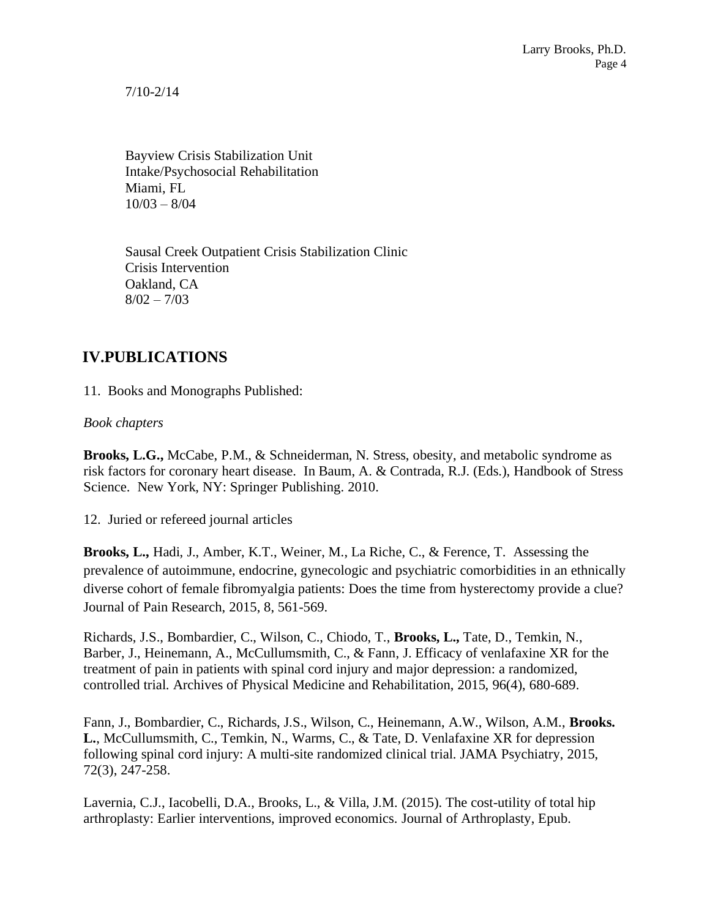7/10-2/14

Bayview Crisis Stabilization Unit
Intake/Psychosocial Rehabilitation
Miami, FL
10/03 – 8/04

Sausal Creek Outpatient Crisis Stabilization Clinic
Crisis Intervention
Oakland, CA
8/02 – 7/03

## IV.PUBLICATIONS

11. Books and Monographs Published:

*Book chapters*

**Brooks, L.G.,** McCabe, P.M., & Schneiderman, N. Stress, obesity, and metabolic syndrome as risk factors for coronary heart disease. In Baum, A. & Contrada, R.J. (Eds.), Handbook of Stress Science. New York, NY: Springer Publishing. 2010.

12. Juried or refereed journal articles

**Brooks, L.,** Hadi, J., Amber, K.T., Weiner, M., La Riche, C., & Ference, T. Assessing the prevalence of autoimmune, endocrine, gynecologic and psychiatric comorbidities in an ethnically diverse cohort of female fibromyalgia patients: Does the time from hysterectomy provide a clue? Journal of Pain Research, 2015, 8, 561-569.

Richards, J.S., Bombardier, C., Wilson, C., Chiodo, T., **Brooks, L.,** Tate, D., Temkin, N., Barber, J., Heinemann, A., McCullumsmith, C., & Fann, J. Efficacy of venlafaxine XR for the treatment of pain in patients with spinal cord injury and major depression: a randomized, controlled trial. Archives of Physical Medicine and Rehabilitation, 2015, 96(4), 680-689.

Fann, J., Bombardier, C., Richards, J.S., Wilson, C., Heinemann, A.W., Wilson, A.M., **Brooks. L.**, McCullumsmith, C., Temkin, N., Warms, C., & Tate, D. Venlafaxine XR for depression following spinal cord injury: A multi-site randomized clinical trial. JAMA Psychiatry, 2015, 72(3), 247-258.

Lavernia, C.J., Iacobelli, D.A., Brooks, L., & Villa, J.M. (2015). The cost-utility of total hip arthroplasty: Earlier interventions, improved economics. Journal of Arthroplasty, Epub.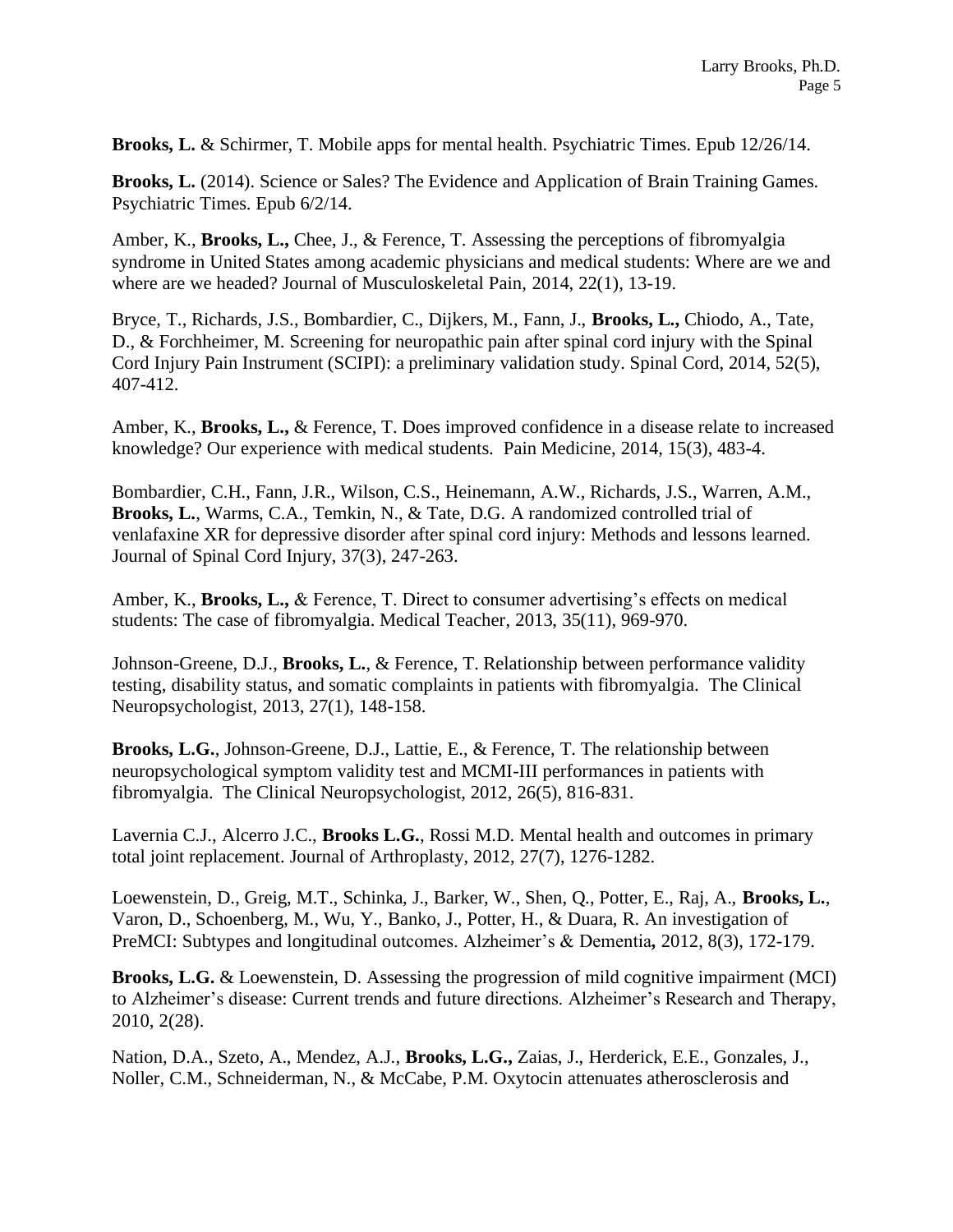**Brooks, L.** & Schirmer, T. Mobile apps for mental health. Psychiatric Times. Epub 12/26/14.

**Brooks, L.** (2014). Science or Sales? The Evidence and Application of Brain Training Games. Psychiatric Times. Epub 6/2/14.

Amber, K., **Brooks, L.,** Chee, J., & Ference, T. Assessing the perceptions of fibromyalgia syndrome in United States among academic physicians and medical students: Where are we and where are we headed? Journal of Musculoskeletal Pain, 2014, 22(1), 13-19.

Bryce, T., Richards, J.S., Bombardier, C., Dijkers, M., Fann, J., **Brooks, L.,** Chiodo, A., Tate, D., & Forchheimer, M. Screening for neuropathic pain after spinal cord injury with the Spinal Cord Injury Pain Instrument (SCIPI): a preliminary validation study. Spinal Cord, 2014, 52(5), 407-412.

Amber, K., **Brooks, L.,** & Ference, T. Does improved confidence in a disease relate to increased knowledge? Our experience with medical students. Pain Medicine, 2014, 15(3), 483-4.

Bombardier, C.H., Fann, J.R., Wilson, C.S., Heinemann, A.W., Richards, J.S., Warren, A.M., **Brooks, L.**, Warms, C.A., Temkin, N., & Tate, D.G. A randomized controlled trial of venlafaxine XR for depressive disorder after spinal cord injury: Methods and lessons learned. Journal of Spinal Cord Injury, 37(3), 247-263.

Amber, K., **Brooks, L.,** & Ference, T. Direct to consumer advertising's effects on medical students: The case of fibromyalgia. Medical Teacher, 2013, 35(11), 969-970.

Johnson-Greene, D.J., **Brooks, L.**, & Ference, T. Relationship between performance validity testing, disability status, and somatic complaints in patients with fibromyalgia. The Clinical Neuropsychologist, 2013, 27(1), 148-158.

**Brooks, L.G.**, Johnson-Greene, D.J., Lattie, E., & Ference, T. The relationship between neuropsychological symptom validity test and MCMI-III performances in patients with fibromyalgia. The Clinical Neuropsychologist, 2012, 26(5), 816-831.

Lavernia C.J., Alcerro J.C., **Brooks L.G.**, Rossi M.D. Mental health and outcomes in primary total joint replacement. Journal of Arthroplasty, 2012, 27(7), 1276-1282.

Loewenstein, D., Greig, M.T., Schinka, J., Barker, W., Shen, Q., Potter, E., Raj, A., **Brooks, L.**, Varon, D., Schoenberg, M., Wu, Y., Banko, J., Potter, H., & Duara, R. An investigation of PreMCI: Subtypes and longitudinal outcomes. Alzheimer's & Dementia**,** 2012, 8(3), 172-179.

**Brooks, L.G.** & Loewenstein, D. Assessing the progression of mild cognitive impairment (MCI) to Alzheimer's disease: Current trends and future directions. Alzheimer's Research and Therapy, 2010, 2(28).

Nation, D.A., Szeto, A., Mendez, A.J., **Brooks, L.G.,** Zaias, J., Herderick, E.E., Gonzales, J., Noller, C.M., Schneiderman, N., & McCabe, P.M. Oxytocin attenuates atherosclerosis and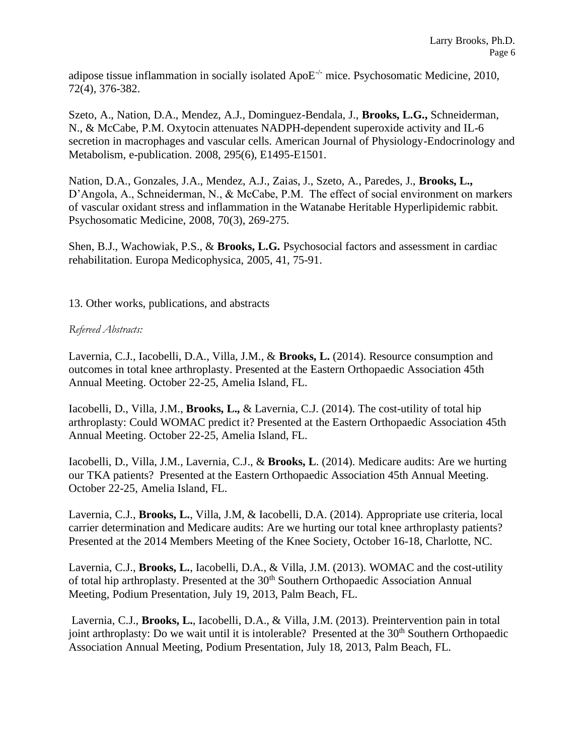adipose tissue inflammation in socially isolated ApoE$^{-/-}$ mice. Psychosomatic Medicine, 2010, 72(4), 376-382.

Szeto, A., Nation, D.A., Mendez, A.J., Dominguez-Bendala, J., **Brooks, L.G.,** Schneiderman, N., & McCabe, P.M. Oxytocin attenuates NADPH-dependent superoxide activity and IL-6 secretion in macrophages and vascular cells. American Journal of Physiology-Endocrinology and Metabolism, e-publication. 2008, 295(6), E1495-E1501.

Nation, D.A., Gonzales, J.A., Mendez, A.J., Zaias, J., Szeto, A., Paredes, J., **Brooks, L.,** D'Angola, A., Schneiderman, N., & McCabe, P.M. The effect of social environment on markers of vascular oxidant stress and inflammation in the Watanabe Heritable Hyperlipidemic rabbit. Psychosomatic Medicine, 2008, 70(3), 269-275.

Shen, B.J., Wachowiak, P.S., & **Brooks, L.G.** Psychosocial factors and assessment in cardiac rehabilitation. Europa Medicophysica, 2005, 41, 75-91.

13. Other works, publications, and abstracts

*Refereed Abstracts:*

Lavernia, C.J., Iacobelli, D.A., Villa, J.M., & **Brooks, L.** (2014). Resource consumption and outcomes in total knee arthroplasty. Presented at the Eastern Orthopaedic Association 45th Annual Meeting. October 22-25, Amelia Island, FL.

Iacobelli, D., Villa, J.M., **Brooks, L.,** & Lavernia, C.J. (2014). The cost-utility of total hip arthroplasty: Could WOMAC predict it? Presented at the Eastern Orthopaedic Association 45th Annual Meeting. October 22-25, Amelia Island, FL.

Iacobelli, D., Villa, J.M., Lavernia, C.J., & **Brooks, L**. (2014). Medicare audits: Are we hurting our TKA patients? Presented at the Eastern Orthopaedic Association 45th Annual Meeting. October 22-25, Amelia Island, FL.

Lavernia, C.J., **Brooks, L.**, Villa, J.M, & Iacobelli, D.A. (2014). Appropriate use criteria, local carrier determination and Medicare audits: Are we hurting our total knee arthroplasty patients? Presented at the 2014 Members Meeting of the Knee Society, October 16-18, Charlotte, NC.

Lavernia, C.J., **Brooks, L.**, Iacobelli, D.A., & Villa, J.M. (2013). WOMAC and the cost-utility of total hip arthroplasty. Presented at the 30th Southern Orthopaedic Association Annual Meeting, Podium Presentation, July 19, 2013, Palm Beach, FL.

Lavernia, C.J., **Brooks, L.**, Iacobelli, D.A., & Villa, J.M. (2013). Preintervention pain in total joint arthroplasty: Do we wait until it is intolerable? Presented at the 30th Southern Orthopaedic Association Annual Meeting, Podium Presentation, July 18, 2013, Palm Beach, FL.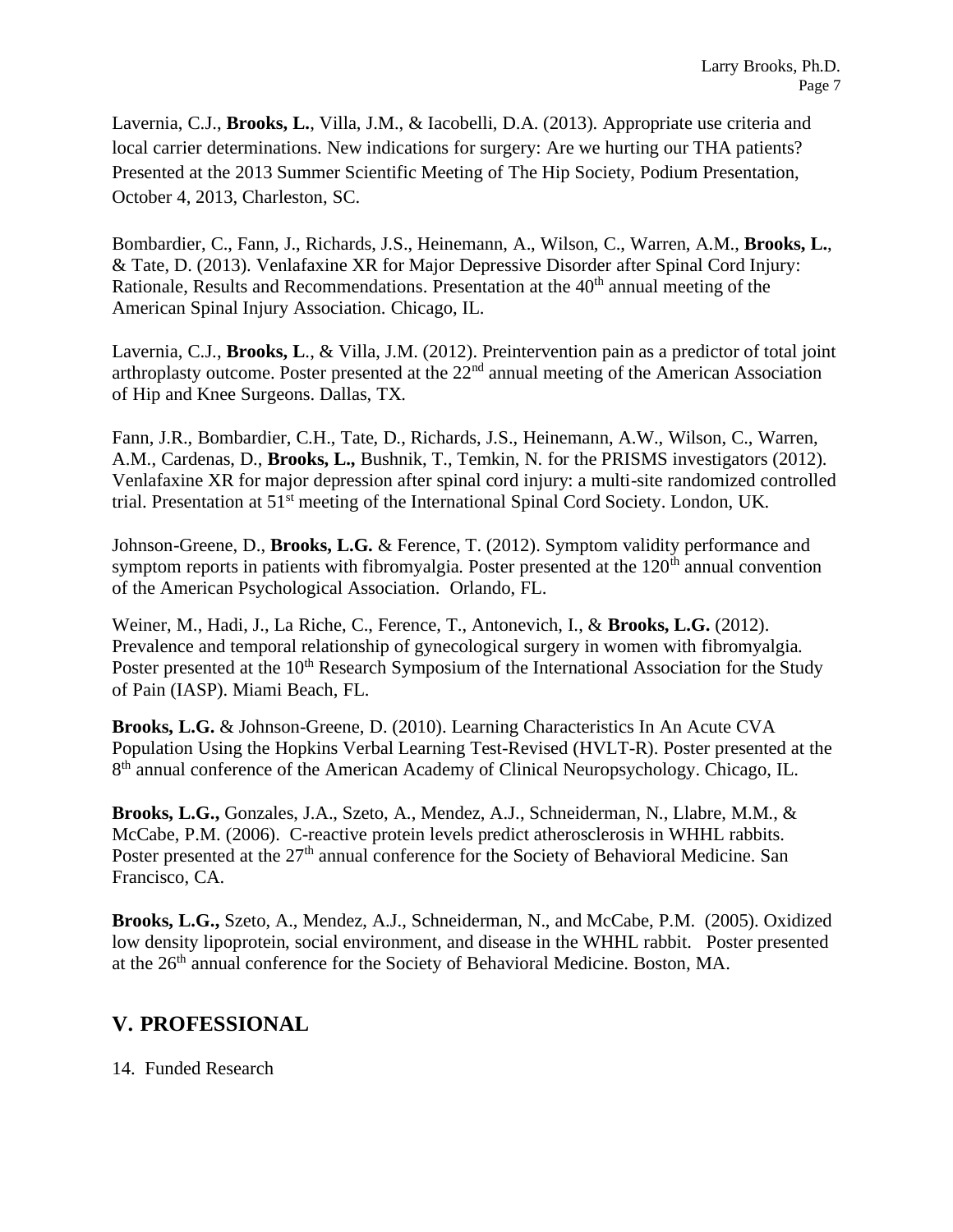Lavernia, C.J., **Brooks, L.**, Villa, J.M., & Iacobelli, D.A. (2013). Appropriate use criteria and local carrier determinations. New indications for surgery: Are we hurting our THA patients? Presented at the 2013 Summer Scientific Meeting of The Hip Society, Podium Presentation, October 4, 2013, Charleston, SC.

Bombardier, C., Fann, J., Richards, J.S., Heinemann, A., Wilson, C., Warren, A.M., **Brooks, L.**, & Tate, D. (2013). Venlafaxine XR for Major Depressive Disorder after Spinal Cord Injury: Rationale, Results and Recommendations. Presentation at the 40th annual meeting of the American Spinal Injury Association. Chicago, IL.

Lavernia, C.J., **Brooks, L**., & Villa, J.M. (2012). Preintervention pain as a predictor of total joint arthroplasty outcome. Poster presented at the 22nd annual meeting of the American Association of Hip and Knee Surgeons. Dallas, TX.

Fann, J.R., Bombardier, C.H., Tate, D., Richards, J.S., Heinemann, A.W., Wilson, C., Warren, A.M., Cardenas, D., **Brooks, L.,** Bushnik, T., Temkin, N. for the PRISMS investigators (2012). Venlafaxine XR for major depression after spinal cord injury: a multi-site randomized controlled trial. Presentation at 51st meeting of the International Spinal Cord Society. London, UK.

Johnson-Greene, D., **Brooks, L.G.** & Ference, T. (2012). Symptom validity performance and symptom reports in patients with fibromyalgia. Poster presented at the 120th annual convention of the American Psychological Association. Orlando, FL.

Weiner, M., Hadi, J., La Riche, C., Ference, T., Antonevich, I., & **Brooks, L.G.** (2012). Prevalence and temporal relationship of gynecological surgery in women with fibromyalgia. Poster presented at the 10th Research Symposium of the International Association for the Study of Pain (IASP). Miami Beach, FL.

**Brooks, L.G.** & Johnson-Greene, D. (2010). Learning Characteristics In An Acute CVA Population Using the Hopkins Verbal Learning Test-Revised (HVLT-R). Poster presented at the 8th annual conference of the American Academy of Clinical Neuropsychology. Chicago, IL.

**Brooks, L.G.,** Gonzales, J.A., Szeto, A., Mendez, A.J., Schneiderman, N., Llabre, M.M., & McCabe, P.M. (2006). C-reactive protein levels predict atherosclerosis in WHHL rabbits. Poster presented at the 27th annual conference for the Society of Behavioral Medicine. San Francisco, CA.

**Brooks, L.G.,** Szeto, A., Mendez, A.J., Schneiderman, N., and McCabe, P.M. (2005). Oxidized low density lipoprotein, social environment, and disease in the WHHL rabbit. Poster presented at the 26th annual conference for the Society of Behavioral Medicine. Boston, MA.

## V. PROFESSIONAL

14. Funded Research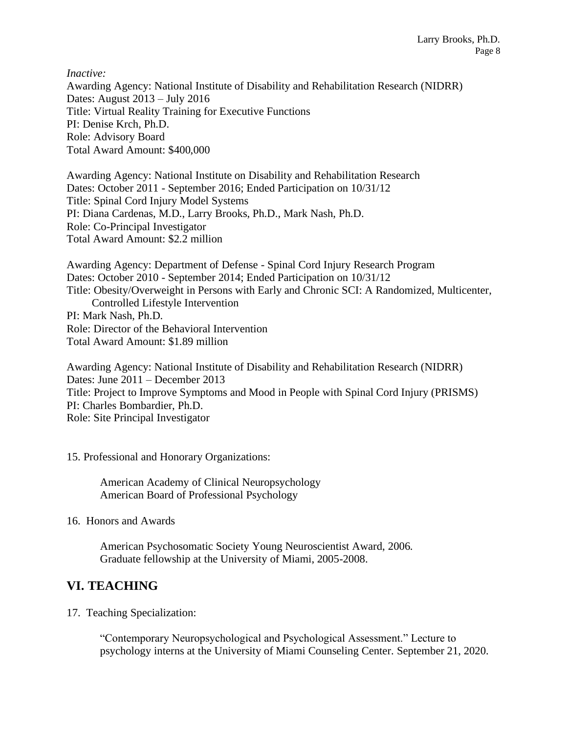*Inactive:*

Awarding Agency: National Institute of Disability and Rehabilitation Research (NIDRR)
Dates: August 2013 – July 2016
Title: Virtual Reality Training for Executive Functions
PI: Denise Krch, Ph.D.
Role: Advisory Board
Total Award Amount: $400,000

Awarding Agency: National Institute on Disability and Rehabilitation Research
Dates: October 2011 - September 2016; Ended Participation on 10/31/12
Title: Spinal Cord Injury Model Systems
PI: Diana Cardenas, M.D., Larry Brooks, Ph.D., Mark Nash, Ph.D.
Role: Co-Principal Investigator
Total Award Amount: $2.2 million

Awarding Agency: Department of Defense - Spinal Cord Injury Research Program
Dates: October 2010 - September 2014; Ended Participation on 10/31/12
Title: Obesity/Overweight in Persons with Early and Chronic SCI: A Randomized, Multicenter, Controlled Lifestyle Intervention
PI: Mark Nash, Ph.D.
Role: Director of the Behavioral Intervention
Total Award Amount: $1.89 million

Awarding Agency: National Institute of Disability and Rehabilitation Research (NIDRR)
Dates: June 2011 – December 2013
Title: Project to Improve Symptoms and Mood in People with Spinal Cord Injury (PRISMS)
PI: Charles Bombardier, Ph.D.
Role: Site Principal Investigator

15. Professional and Honorary Organizations:

American Academy of Clinical Neuropsychology
American Board of Professional Psychology

16. Honors and Awards

American Psychosomatic Society Young Neuroscientist Award, 2006.
Graduate fellowship at the University of Miami, 2005-2008.

## VI. TEACHING

17. Teaching Specialization:

"Contemporary Neuropsychological and Psychological Assessment." Lecture to psychology interns at the University of Miami Counseling Center. September 21, 2020.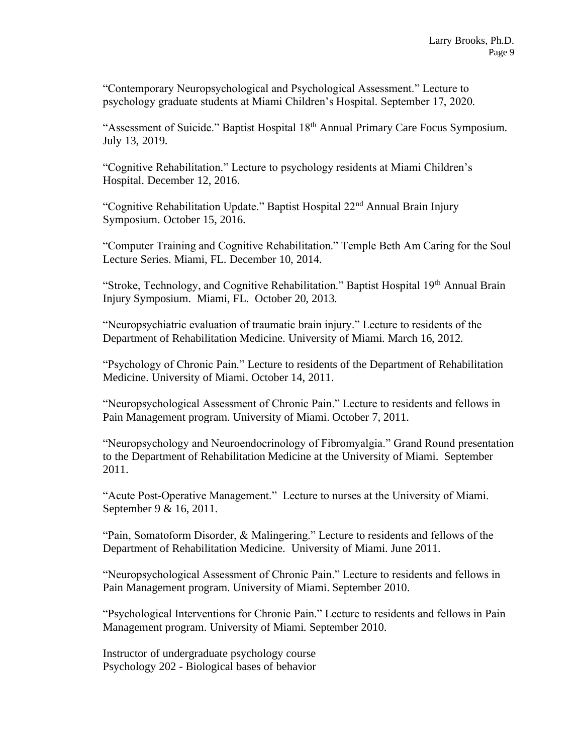"Contemporary Neuropsychological and Psychological Assessment." Lecture to psychology graduate students at Miami Children's Hospital. September 17, 2020.

"Assessment of Suicide." Baptist Hospital 18th Annual Primary Care Focus Symposium. July 13, 2019.

"Cognitive Rehabilitation." Lecture to psychology residents at Miami Children's Hospital. December 12, 2016.

"Cognitive Rehabilitation Update." Baptist Hospital 22nd Annual Brain Injury Symposium. October 15, 2016.

"Computer Training and Cognitive Rehabilitation." Temple Beth Am Caring for the Soul Lecture Series. Miami, FL. December 10, 2014.

"Stroke, Technology, and Cognitive Rehabilitation." Baptist Hospital 19th Annual Brain Injury Symposium. Miami, FL. October 20, 2013.

"Neuropsychiatric evaluation of traumatic brain injury." Lecture to residents of the Department of Rehabilitation Medicine. University of Miami. March 16, 2012.

"Psychology of Chronic Pain." Lecture to residents of the Department of Rehabilitation Medicine. University of Miami. October 14, 2011.

"Neuropsychological Assessment of Chronic Pain." Lecture to residents and fellows in Pain Management program. University of Miami. October 7, 2011.

"Neuropsychology and Neuroendocrinology of Fibromyalgia." Grand Round presentation to the Department of Rehabilitation Medicine at the University of Miami. September 2011.

"Acute Post-Operative Management." Lecture to nurses at the University of Miami. September 9 & 16, 2011.

"Pain, Somatoform Disorder, & Malingering." Lecture to residents and fellows of the Department of Rehabilitation Medicine. University of Miami. June 2011.

"Neuropsychological Assessment of Chronic Pain." Lecture to residents and fellows in Pain Management program. University of Miami. September 2010.

"Psychological Interventions for Chronic Pain." Lecture to residents and fellows in Pain Management program. University of Miami. September 2010.

Instructor of undergraduate psychology course
Psychology 202 - Biological bases of behavior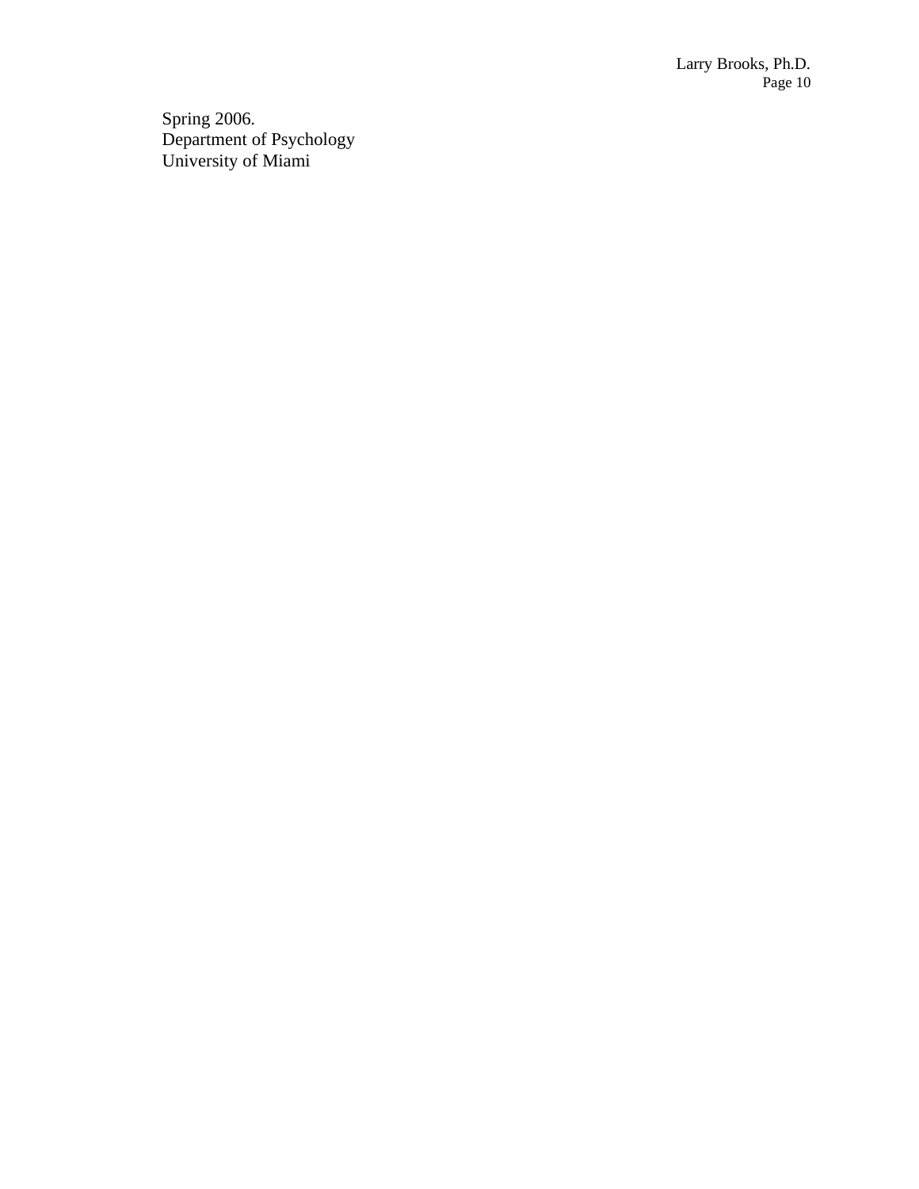Spring 2006.
Department of Psychology
University of Miami